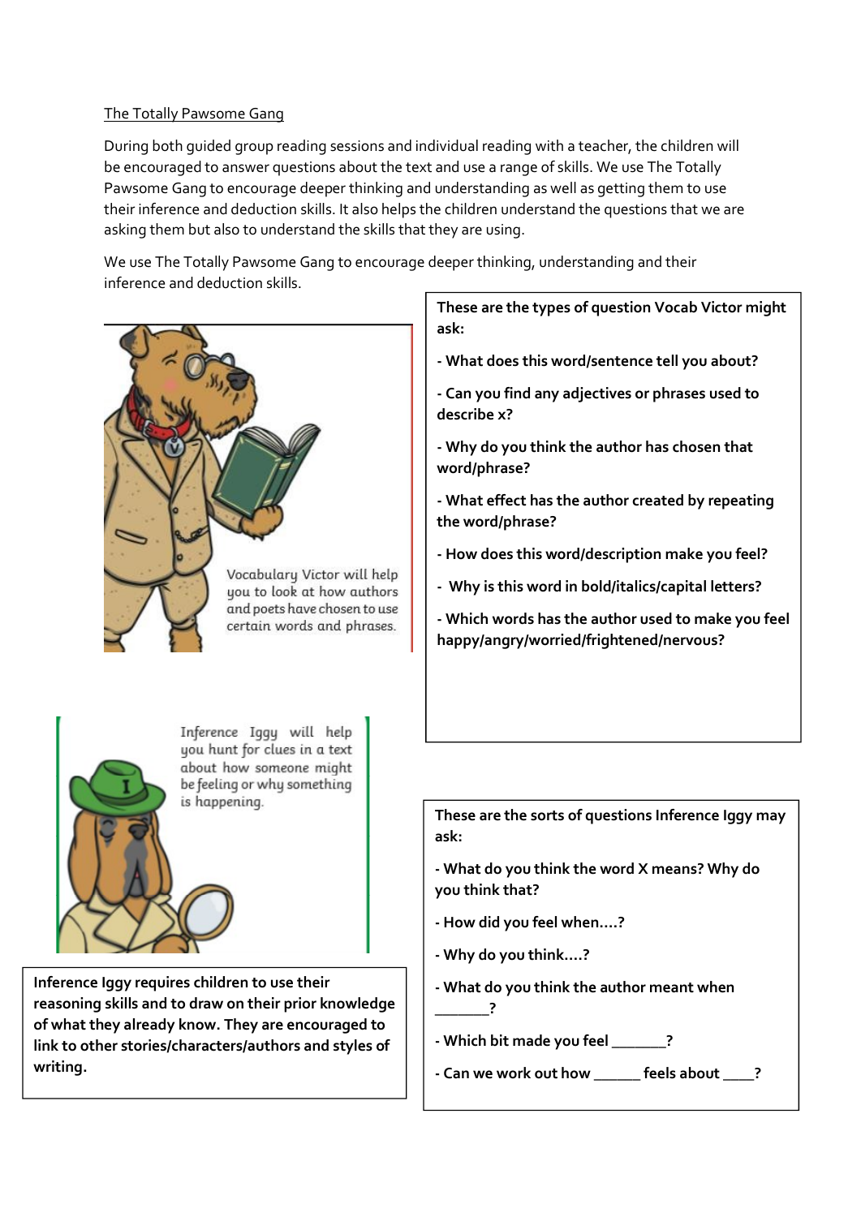The Totally Pawsome Gang

During both guided group reading sessions and individual reading with a teacher, the children will be encouraged to answer questions about the text and use a range of skills. We use The Totally Pawsome Gang to encourage deeper thinking and understanding as well as getting them to use their inference and deduction skills. It also helps the children understand the questions that we are asking them but also to understand the skills that they are using.

We use The Totally Pawsome Gang to encourage deeper thinking, understanding and their inference and deduction skills.

Vocabulary Victor will help you to look at how authors and poets have chosen to use certain words and phrases.

**These are the types of question Vocab Victor might ask:**

**- What does this word/sentence tell you about?**

**- Can you find any adjectives or phrases used to describe x?**

**- Why do you think the author has chosen that word/phrase?**

**- What effect has the author created by repeating the word/phrase?**

**- How does this word/description make you feel?**

**- Why is this word in bold/italics/capital letters?**

**- Which words has the author used to make you feel happy/angry/worried/frightened/nervous?**

Inference Iggy will help you hunt for clues in a text about how someone might be feeling or why something is happening.

**Inference Iggy requires children to use their reasoning skills and to draw on their prior knowledge of what they already know. They are encouraged to link to other stories/characters/authors and styles of writing.**

**These are the sorts of questions Inference Iggy may ask:**

**- What do you think the word X means? Why do you think that?**

**- How did you feel when....?**

**- Why do you think....?**

**- What do you think the author meant when _______?**

**- Which bit made you feel _______?**

**- Can we work out how ______ feels about ____?**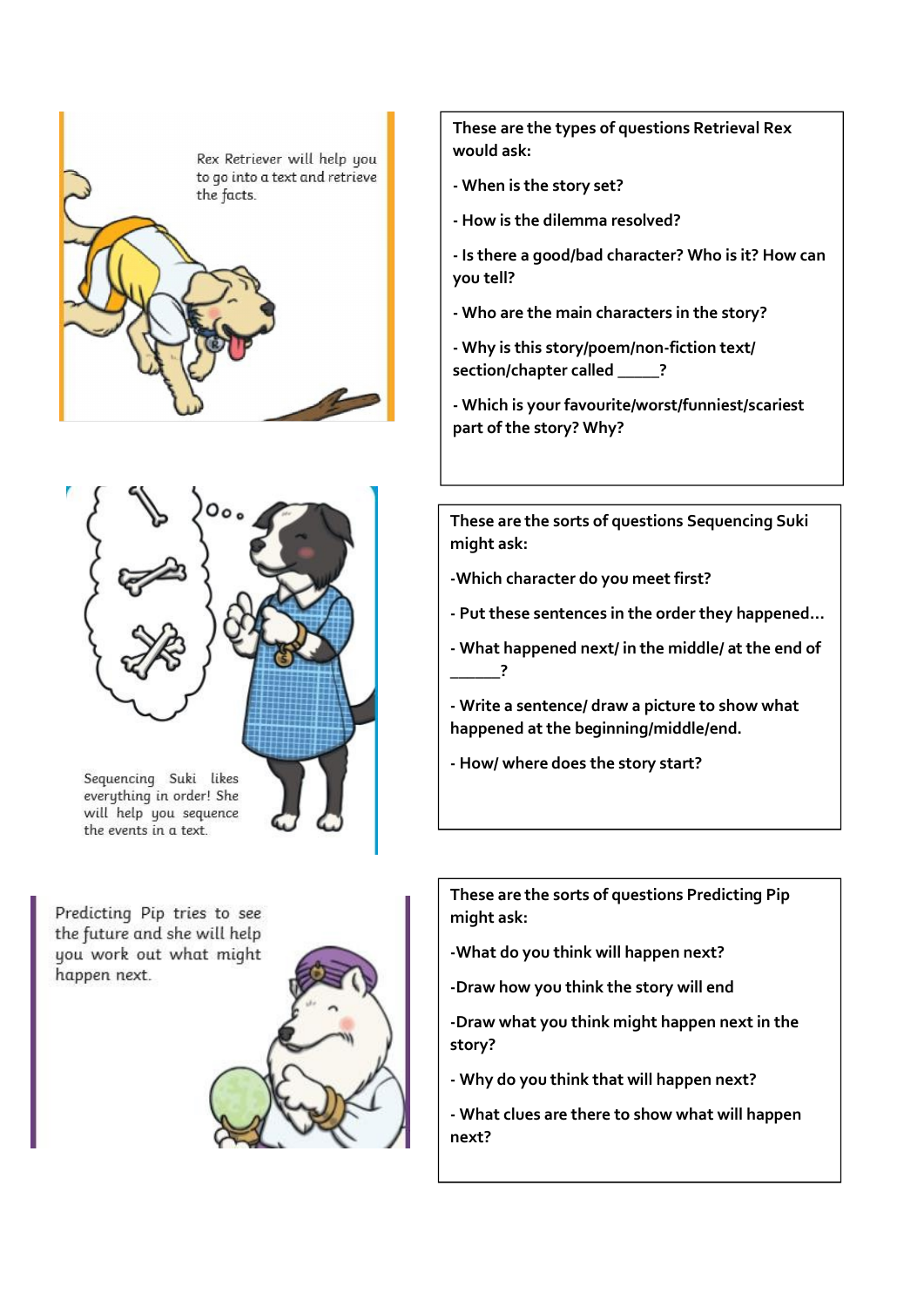Rex Retriever will help you to go into a text and retrieve the facts.

These are the types of questions Retrieval Rex would ask:

- When is the story set?
- How is the dilemma resolved?
- Is there a good/bad character? Who is it? How can you tell?
- Who are the main characters in the story?
- Why is this story/poem/non-fiction text/ section/chapter called _____?
- Which is your favourite/worst/funniest/scariest part of the story? Why?

Sequencing Suki likes everything in order! She will help you sequence the events in a text.

These are the sorts of questions Sequencing Suki might ask:

- Which character do you meet first?
- Put these sentences in the order they happened…
- What happened next/ in the middle/ at the end of ______?
- Write a sentence/ draw a picture to show what happened at the beginning/middle/end.
- How/ where does the story start?

Predicting Pip tries to see the future and she will help you work out what might happen next.

These are the sorts of questions Predicting Pip might ask:

- What do you think will happen next?
- Draw how you think the story will end
- Draw what you think might happen next in the story?
- Why do you think that will happen next?
- What clues are there to show what will happen next?